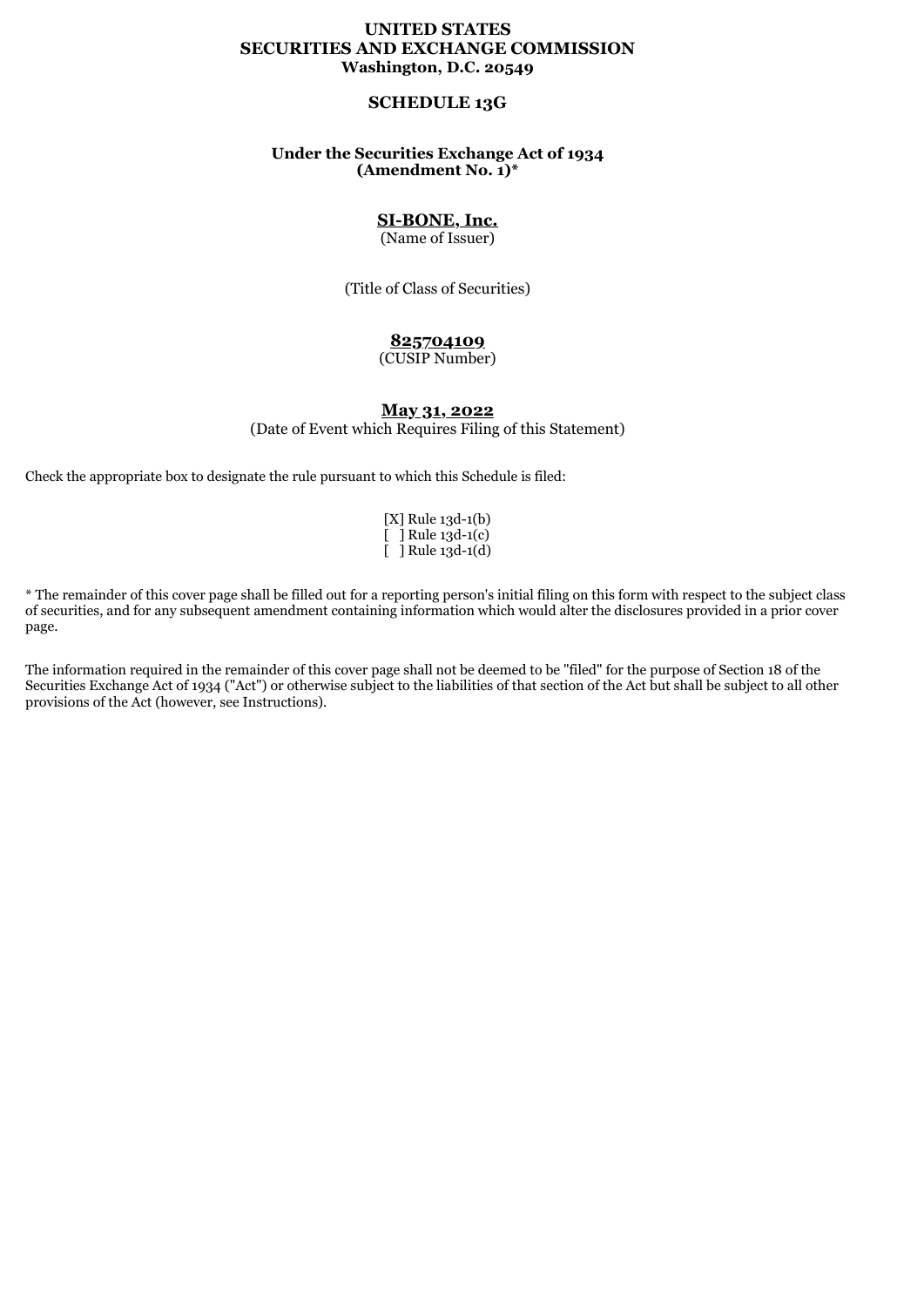**UNITED STATES**
**SECURITIES AND EXCHANGE COMMISSION**
**Washington, D.C. 20549**

# SCHEDULE 13G

**Under the Securities Exchange Act of 1934**
**(Amendment No. 1)***

**SI-BONE, Inc.**
(Name of Issuer)

(Title of Class of Securities)

**825704109**
(CUSIP Number)

**May 31, 2022**
(Date of Event which Requires Filing of this Statement)

Check the appropriate box to designate the rule pursuant to which this Schedule is filed:

[X] Rule 13d-1(b)
[ ] Rule 13d-1(c)
[ ] Rule 13d-1(d)

* The remainder of this cover page shall be filled out for a reporting person's initial filing on this form with respect to the subject class of securities, and for any subsequent amendment containing information which would alter the disclosures provided in a prior cover page.

The information required in the remainder of this cover page shall not be deemed to be "filed" for the purpose of Section 18 of the Securities Exchange Act of 1934 ("Act") or otherwise subject to the liabilities of that section of the Act but shall be subject to all other provisions of the Act (however, see Instructions).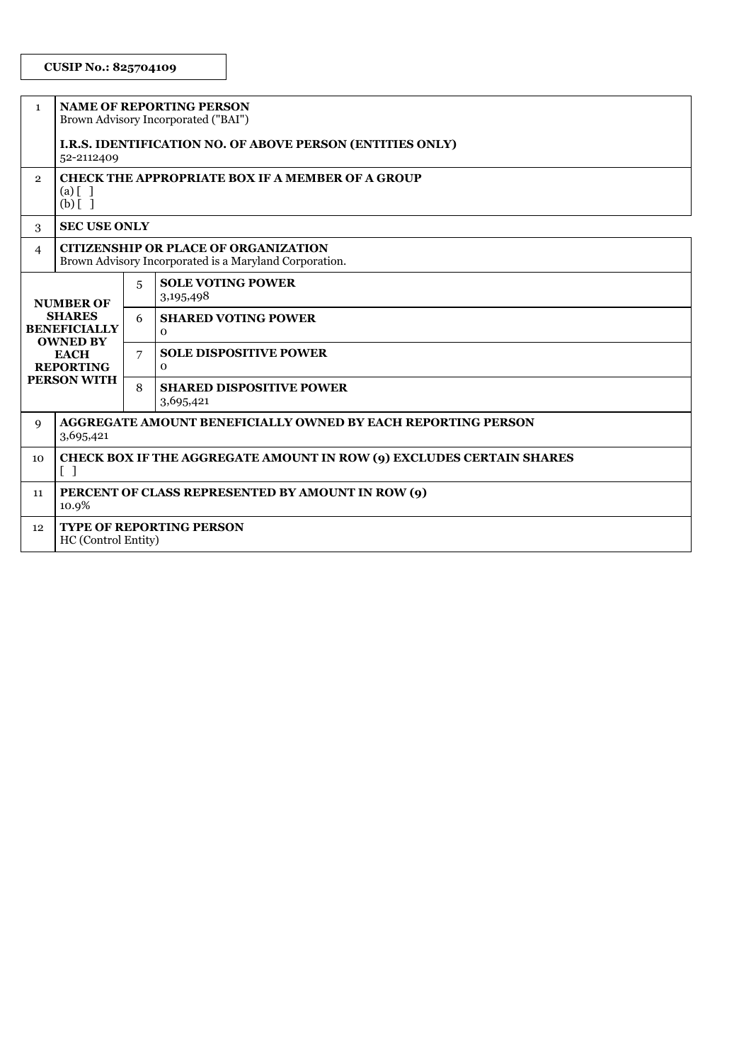**CUSIP No.: 825704109**

| | | | |
|---|---|---|---|
| 1 | **NAME OF REPORTING PERSON**<br>Brown Advisory Incorporated ("BAI")<br><br>**I.R.S. IDENTIFICATION NO. OF ABOVE PERSON (ENTITIES ONLY)**<br>52-2112409 | | |
| 2 | **CHECK THE APPROPRIATE BOX IF A MEMBER OF A GROUP**<br>(a) [ ]<br>(b) [ ] | | |
| 3 | **SEC USE ONLY** | | |
| 4 | **CITIZENSHIP OR PLACE OF ORGANIZATION**<br>Brown Advisory Incorporated is a Maryland Corporation. | | |
| **NUMBER OF SHARES BENEFICIALLY OWNED BY EACH REPORTING PERSON WITH** | | 5 | **SOLE VOTING POWER**<br>3,195,498 |
| | | 6 | **SHARED VOTING POWER**<br>0 |
| | | 7 | **SOLE DISPOSITIVE POWER**<br>0 |
| | | 8 | **SHARED DISPOSITIVE POWER**<br>3,695,421 |
| 9 | **AGGREGATE AMOUNT BENEFICIALLY OWNED BY EACH REPORTING PERSON**<br>3,695,421 | | |
| 10 | **CHECK BOX IF THE AGGREGATE AMOUNT IN ROW (9) EXCLUDES CERTAIN SHARES**<br>[ ] | | |
| 11 | **PERCENT OF CLASS REPRESENTED BY AMOUNT IN ROW (9)**<br>10.9% | | |
| 12 | **TYPE OF REPORTING PERSON**<br>HC (Control Entity) | | |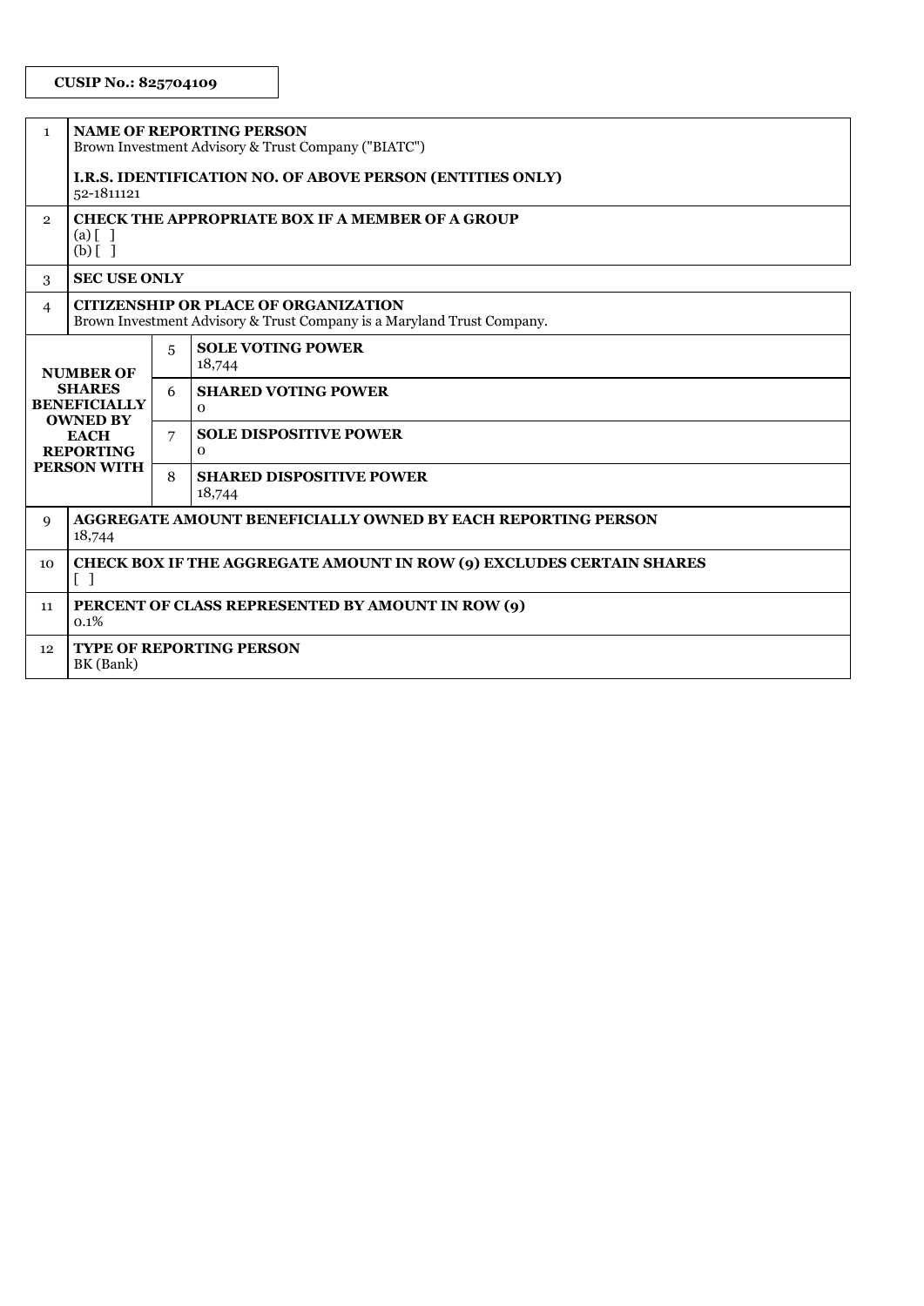**CUSIP No.: 825704109**

| | | | |
|---|---|---|---|
| 1 | **NAME OF REPORTING PERSON**<br>Brown Investment Advisory & Trust Company ("BIATC")<br><br>**I.R.S. IDENTIFICATION NO. OF ABOVE PERSON (ENTITIES ONLY)**<br>52-1811121 | | |
| 2 | **CHECK THE APPROPRIATE BOX IF A MEMBER OF A GROUP**<br>(a) [ ]<br>(b) [ ] | | |
| 3 | **SEC USE ONLY** | | |
| 4 | **CITIZENSHIP OR PLACE OF ORGANIZATION**<br>Brown Investment Advisory & Trust Company is a Maryland Trust Company. | | |
| **NUMBER OF SHARES BENEFICIALLY OWNED BY EACH REPORTING PERSON WITH** | | 5 | **SOLE VOTING POWER**<br>18,744 |
| | | 6 | **SHARED VOTING POWER**<br>0 |
| | | 7 | **SOLE DISPOSITIVE POWER**<br>0 |
| | | 8 | **SHARED DISPOSITIVE POWER**<br>18,744 |
| 9 | **AGGREGATE AMOUNT BENEFICIALLY OWNED BY EACH REPORTING PERSON**<br>18,744 | | |
| 10 | **CHECK BOX IF THE AGGREGATE AMOUNT IN ROW (9) EXCLUDES CERTAIN SHARES**<br>[ ] | | |
| 11 | **PERCENT OF CLASS REPRESENTED BY AMOUNT IN ROW (9)**<br>0.1% | | |
| 12 | **TYPE OF REPORTING PERSON**<br>BK (Bank) | | |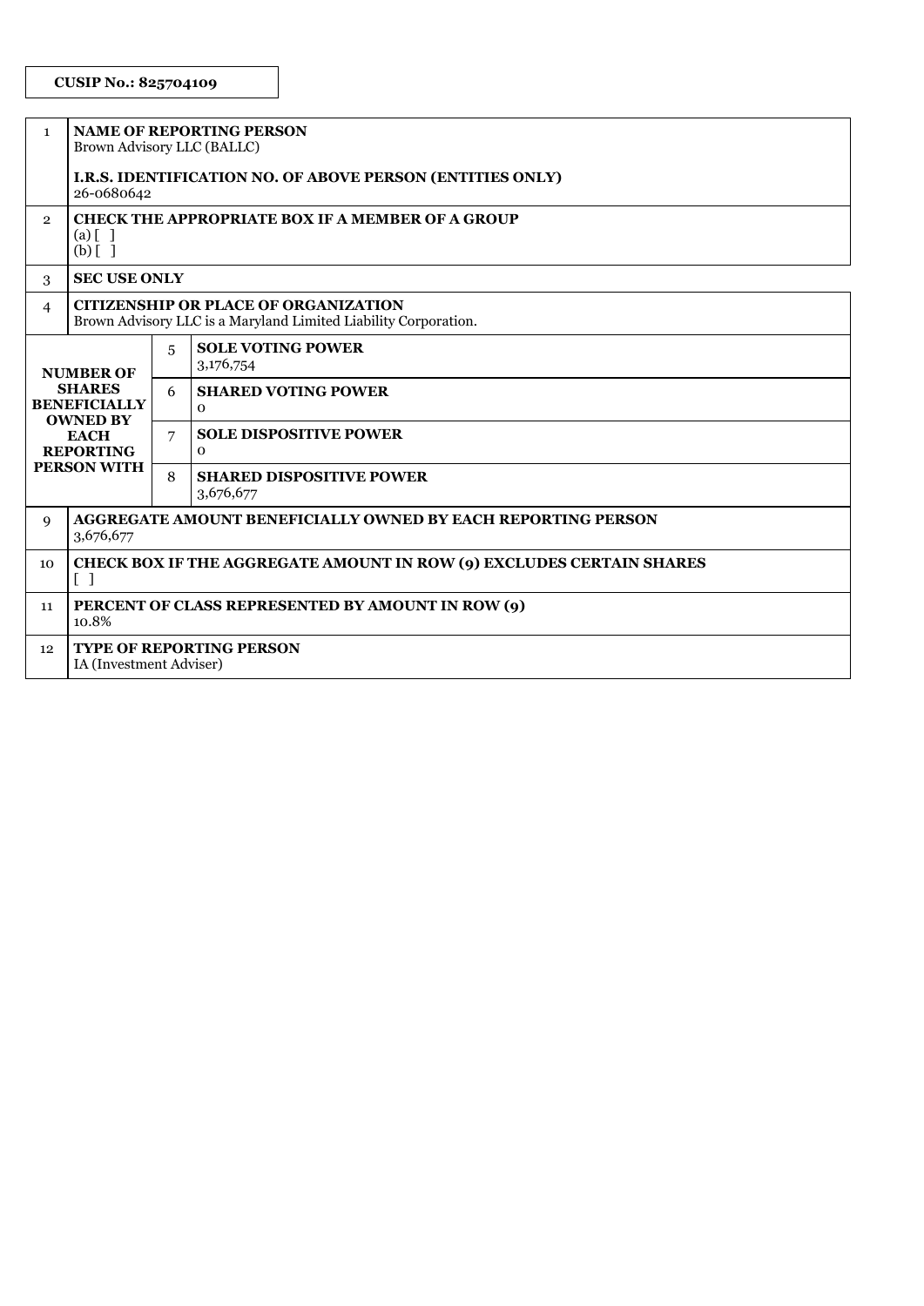**CUSIP No.: 825704109**

| | | | |
|---|---|---|---|
| 1 | **NAME OF REPORTING PERSON**<br>Brown Advisory LLC (BALLC)<br><br>**I.R.S. IDENTIFICATION NO. OF ABOVE PERSON (ENTITIES ONLY)**<br>26-0680642 | | |
| 2 | **CHECK THE APPROPRIATE BOX IF A MEMBER OF A GROUP**<br>(a) [ ]<br>(b) [ ] | | |
| 3 | **SEC USE ONLY** | | |
| 4 | **CITIZENSHIP OR PLACE OF ORGANIZATION**<br>Brown Advisory LLC is a Maryland Limited Liability Corporation. | | |
| **NUMBER OF SHARES BENEFICIALLY OWNED BY EACH REPORTING PERSON WITH** | | 5 | **SOLE VOTING POWER**<br>3,176,754 |
| | | 6 | **SHARED VOTING POWER**<br>0 |
| | | 7 | **SOLE DISPOSITIVE POWER**<br>0 |
| | | 8 | **SHARED DISPOSITIVE POWER**<br>3,676,677 |
| 9 | **AGGREGATE AMOUNT BENEFICIALLY OWNED BY EACH REPORTING PERSON**<br>3,676,677 | | |
| 10 | **CHECK BOX IF THE AGGREGATE AMOUNT IN ROW (9) EXCLUDES CERTAIN SHARES**<br>[ ] | | |
| 11 | **PERCENT OF CLASS REPRESENTED BY AMOUNT IN ROW (9)**<br>10.8% | | |
| 12 | **TYPE OF REPORTING PERSON**<br>IA (Investment Adviser) | | |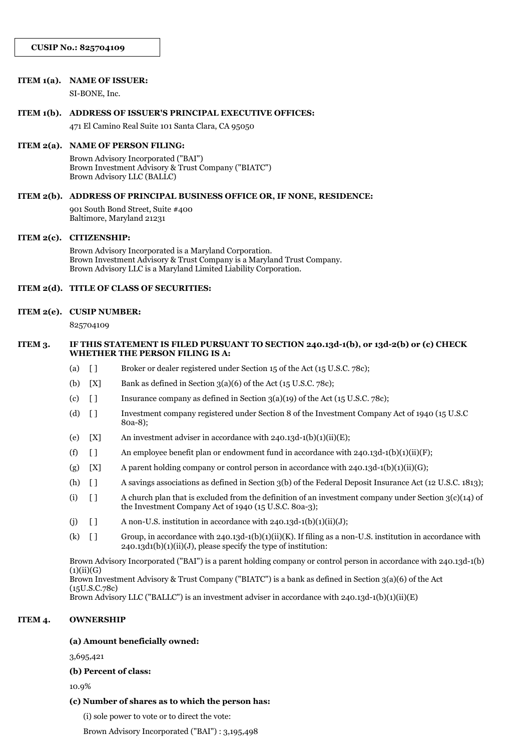**CUSIP No.: 825704109**

**ITEM 1(a). NAME OF ISSUER:**

SI-BONE, Inc.

**ITEM 1(b). ADDRESS OF ISSUER'S PRINCIPAL EXECUTIVE OFFICES:**

471 El Camino Real Suite 101 Santa Clara, CA 95050

**ITEM 2(a). NAME OF PERSON FILING:**

Brown Advisory Incorporated ("BAI")
Brown Investment Advisory & Trust Company ("BIATC")
Brown Advisory LLC (BALLC)

**ITEM 2(b). ADDRESS OF PRINCIPAL BUSINESS OFFICE OR, IF NONE, RESIDENCE:**

901 South Bond Street, Suite #400
Baltimore, Maryland 21231

**ITEM 2(c). CITIZENSHIP:**

Brown Advisory Incorporated is a Maryland Corporation.
Brown Investment Advisory & Trust Company is a Maryland Trust Company.
Brown Advisory LLC is a Maryland Limited Liability Corporation.

**ITEM 2(d). TITLE OF CLASS OF SECURITIES:**

**ITEM 2(e). CUSIP NUMBER:**

825704109

**ITEM 3. IF THIS STATEMENT IS FILED PURSUANT TO SECTION 240.13d-1(b), or 13d-2(b) or (c) CHECK WHETHER THE PERSON FILING IS A:**

(a) [ ] Broker or dealer registered under Section 15 of the Act (15 U.S.C. 78c);

(b) [X] Bank as defined in Section 3(a)(6) of the Act (15 U.S.C. 78c);

(c) [ ] Insurance company as defined in Section 3(a)(19) of the Act (15 U.S.C. 78c);

(d) [ ] Investment company registered under Section 8 of the Investment Company Act of 1940 (15 U.S.C 80a-8);

(e) [X] An investment adviser in accordance with 240.13d-1(b)(1)(ii)(E);

(f) [ ] An employee benefit plan or endowment fund in accordance with 240.13d-1(b)(1)(ii)(F);

(g) [X] A parent holding company or control person in accordance with 240.13d-1(b)(1)(ii)(G);

(h) [ ] A savings associations as defined in Section 3(b) of the Federal Deposit Insurance Act (12 U.S.C. 1813);

(i) [ ] A church plan that is excluded from the definition of an investment company under Section 3(c)(14) of the Investment Company Act of 1940 (15 U.S.C. 80a-3);

(j) [ ] A non-U.S. institution in accordance with 240.13d-1(b)(1)(ii)(J);

(k) [ ] Group, in accordance with 240.13d-1(b)(1)(ii)(K). If filing as a non-U.S. institution in accordance with 240.13d1(b)(1)(ii)(J), please specify the type of institution:

Brown Advisory Incorporated ("BAI") is a parent holding company or control person in accordance with 240.13d-1(b)(1)(ii)(G)
Brown Investment Advisory & Trust Company ("BIATC") is a bank as defined in Section 3(a)(6) of the Act (15U.S.C.78c)
Brown Advisory LLC ("BALLC") is an investment adviser in accordance with 240.13d-1(b)(1)(ii)(E)

**ITEM 4. OWNERSHIP**

**(a) Amount beneficially owned:**

3,695,421

**(b) Percent of class:**

10.9%

**(c) Number of shares as to which the person has:**

(i) sole power to vote or to direct the vote:

Brown Advisory Incorporated ("BAI") : 3,195,498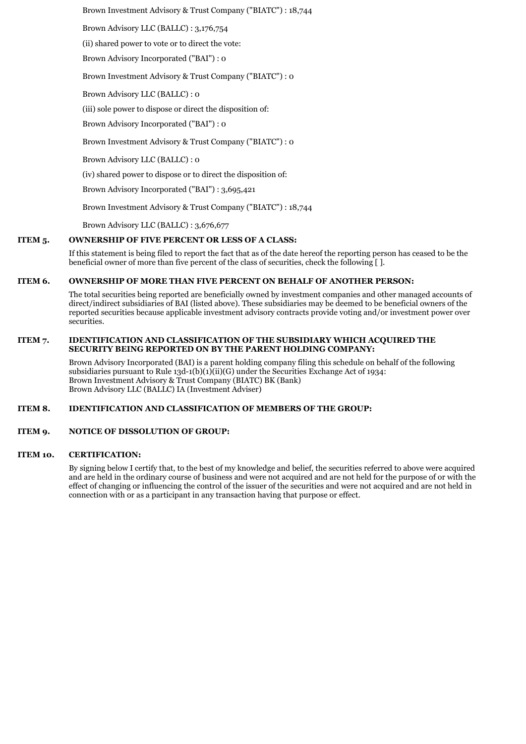Brown Investment Advisory & Trust Company ("BIATC") : 18,744

Brown Advisory LLC (BALLC) : 3,176,754

(ii) shared power to vote or to direct the vote:

Brown Advisory Incorporated ("BAI") : 0

Brown Investment Advisory & Trust Company ("BIATC") : 0

Brown Advisory LLC (BALLC) : 0

(iii) sole power to dispose or direct the disposition of:

Brown Advisory Incorporated ("BAI") : 0

Brown Investment Advisory & Trust Company ("BIATC") : 0

Brown Advisory LLC (BALLC) : 0

(iv) shared power to dispose or to direct the disposition of:

Brown Advisory Incorporated ("BAI") : 3,695,421

Brown Investment Advisory & Trust Company ("BIATC") : 18,744

Brown Advisory LLC (BALLC) : 3,676,677

**ITEM 5. OWNERSHIP OF FIVE PERCENT OR LESS OF A CLASS:**

If this statement is being filed to report the fact that as of the date hereof the reporting person has ceased to be the beneficial owner of more than five percent of the class of securities, check the following [ ].

**ITEM 6. OWNERSHIP OF MORE THAN FIVE PERCENT ON BEHALF OF ANOTHER PERSON:**

The total securities being reported are beneficially owned by investment companies and other managed accounts of direct/indirect subsidiaries of BAI (listed above). These subsidiaries may be deemed to be beneficial owners of the reported securities because applicable investment advisory contracts provide voting and/or investment power over securities.

**ITEM 7. IDENTIFICATION AND CLASSIFICATION OF THE SUBSIDIARY WHICH ACQUIRED THE SECURITY BEING REPORTED ON BY THE PARENT HOLDING COMPANY:**

Brown Advisory Incorporated (BAI) is a parent holding company filing this schedule on behalf of the following subsidiaries pursuant to Rule 13d-1(b)(1)(ii)(G) under the Securities Exchange Act of 1934:
Brown Investment Advisory & Trust Company (BIATC) BK (Bank)
Brown Advisory LLC (BALLC) IA (Investment Adviser)

**ITEM 8. IDENTIFICATION AND CLASSIFICATION OF MEMBERS OF THE GROUP:**

**ITEM 9. NOTICE OF DISSOLUTION OF GROUP:**

**ITEM 10. CERTIFICATION:**

By signing below I certify that, to the best of my knowledge and belief, the securities referred to above were acquired and are held in the ordinary course of business and were not acquired and are not held for the purpose of or with the effect of changing or influencing the control of the issuer of the securities and were not acquired and are not held in connection with or as a participant in any transaction having that purpose or effect.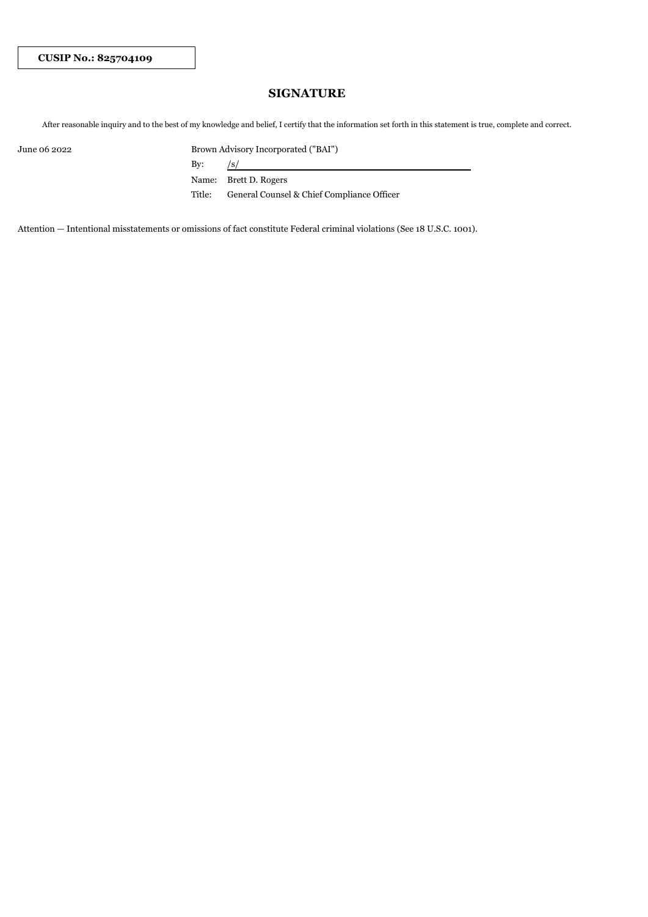**CUSIP No.: 825704109**

## SIGNATURE

After reasonable inquiry and to the best of my knowledge and belief, I certify that the information set forth in this statement is true, complete and correct.

| | | |
|---|---|---|
| June 06 2022 | Brown Advisory Incorporated ("BAI") | |
| | By: | /s/ |
| | Name: | Brett D. Rogers |
| | Title: | General Counsel & Chief Compliance Officer |

Attention — Intentional misstatements or omissions of fact constitute Federal criminal violations (See 18 U.S.C. 1001).